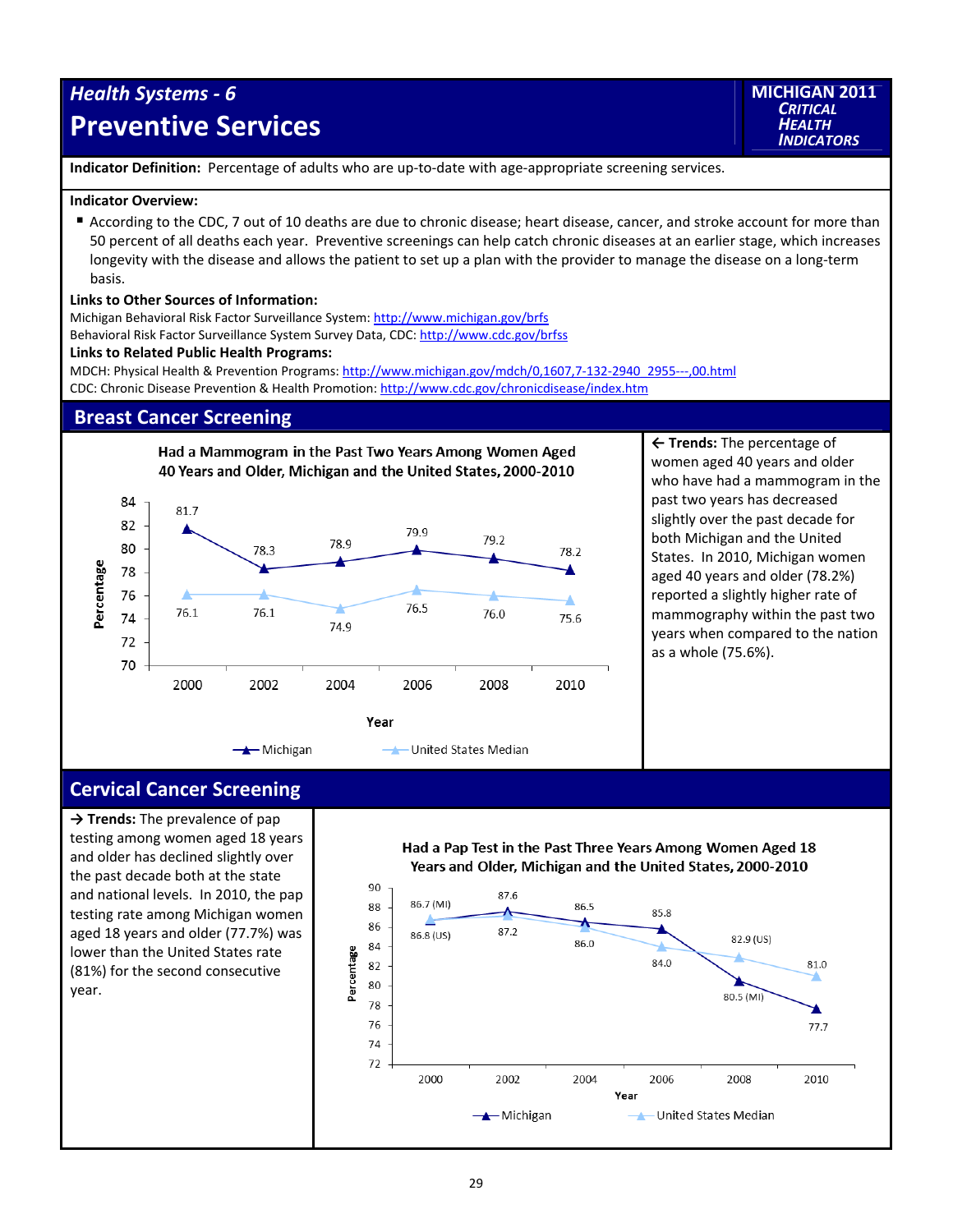# Health Systems - 6

# Preventive Services

**MICHIGAN 2011 CRITICAL HEALTH INDICATORS**

**Indicator Definition:** Percentage of adults who are up-to-date with age-appropriate screening services.

**Indicator Overview:**

- According to the CDC, 7 out of 10 deaths are due to chronic disease; heart disease, cancer, and stroke account for more than 50 percent of all deaths each year. Preventive screenings can help catch chronic diseases at an earlier stage, which increases longevity with the disease and allows the patient to set up a plan with the provider to manage the disease on a long-term basis.

**Links to Other Sources of Information:**

Michigan Behavioral Risk Factor Surveillance System: http://www.michigan.gov/brfs
Behavioral Risk Factor Surveillance System Survey Data, CDC: http://www.cdc.gov/brfss

**Links to Related Public Health Programs:**

MDCH: Physical Health & Prevention Programs: http://www.michigan.gov/mdch/0,1607,7-132-2940_2955---,00.html
CDC: Chronic Disease Prevention & Health Promotion: http://www.cdc.gov/chronicdisease/index.htm

## Breast Cancer Screening

**Had a Mammogram in the Past Two Years Among Women Aged 40 Years and Older, Michigan and the United States, 2000-2010**

| Year | Michigan | United States Median |
|---|---|---|
| 2000 | 81.7 | 76.1 |
| 2002 | 78.3 | 76.1 |
| 2004 | 78.9 | 74.9 |
| 2006 | 79.9 | 76.5 |
| 2008 | 79.2 | 76.0 |
| 2010 | 78.2 | 75.6 |

← **Trends:** The percentage of women aged 40 years and older who have had a mammogram in the past two years has decreased slightly over the past decade for both Michigan and the United States. In 2010, Michigan women aged 40 years and older (78.2%) reported a slightly higher rate of mammography within the past two years when compared to the nation as a whole (75.6%).

## Cervical Cancer Screening

→ **Trends:** The prevalence of pap testing among women aged 18 years and older has declined slightly over the past decade both at the state and national levels. In 2010, the pap testing rate among Michigan women aged 18 years and older (77.7%) was lower than the United States rate (81%) for the second consecutive year.

**Had a Pap Test in the Past Three Years Among Women Aged 18 Years and Older, Michigan and the United States, 2000-2010**

| Year | Michigan | United States Median |
|---|---|---|
| 2000 | 86.7 | 86.8 |
| 2002 | 87.6 | 87.2 |
| 2004 | 86.5 | 86.0 |
| 2006 | 85.8 | 84.0 |
| 2008 | 80.5 | 82.9 |
| 2010 | 77.7 | 81.0 |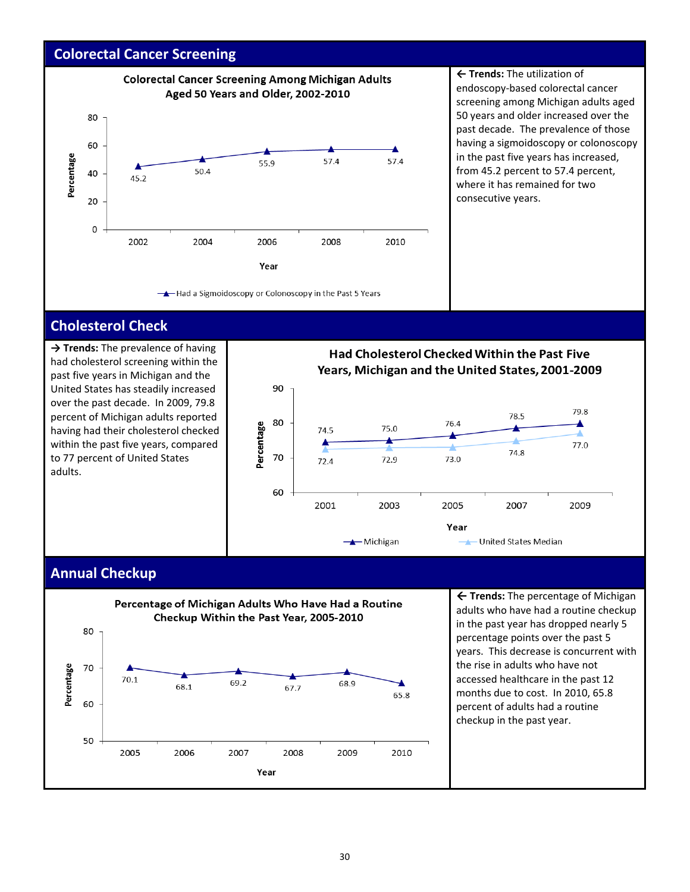## Colorectal Cancer Screening

**Colorectal Cancer Screening Among Michigan Adults Aged 50 Years and Older, 2002-2010**

Percentage

80
60
40
20
0

45.2
50.4
55.9
57.4
57.4

2002
2004
2006
2008
2010

Year

Had a Sigmoidoscopy or Colonoscopy in the Past 5 Years

← **Trends:** The utilization of endoscopy-based colorectal cancer screening among Michigan adults aged 50 years and older increased over the past decade. The prevalence of those having a sigmoidoscopy or colonoscopy in the past five years has increased, from 45.2 percent to 57.4 percent, where it has remained for two consecutive years.

## Cholesterol Check

→ **Trends:** The prevalence of having had cholesterol screening within the past five years in Michigan and the United States has steadily increased over the past decade. In 2009, 79.8 percent of Michigan adults reported having had their cholesterol checked within the past five years, compared to 77 percent of United States adults.

**Had Cholesterol Checked Within the Past Five Years, Michigan and the United States, 2001-2009**

Percentage

90
80
70
60

74.5
75.0
76.4
78.5
79.8

72.4
72.9
73.0
74.8
77.0

2001
2003
2005
2007
2009

Year

Michigan
United States Median

## Annual Checkup

**Percentage of Michigan Adults Who Have Had a Routine Checkup Within the Past Year, 2005-2010**

Percentage

80
70
60
50

70.1
68.1
69.2
67.7
68.9
65.8

2005
2006
2007
2008
2009
2010

Year

← **Trends:** The percentage of Michigan adults who have had a routine checkup in the past year has dropped nearly 5 percentage points over the past 5 years. This decrease is concurrent with the rise in adults who have not accessed healthcare in the past 12 months due to cost. In 2010, 65.8 percent of adults had a routine checkup in the past year.